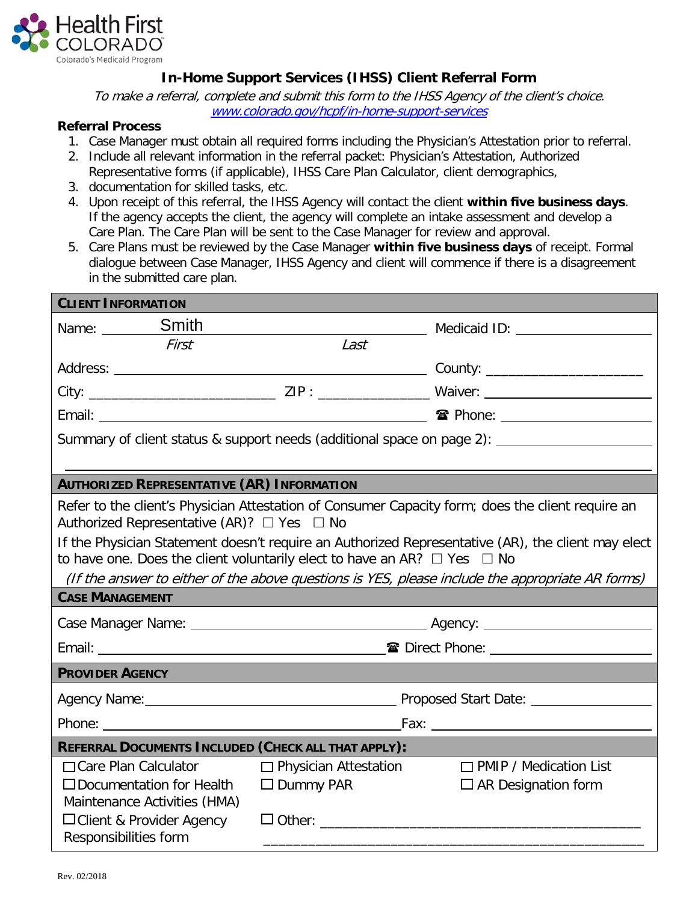Health First COLORADO
Colorado's Medicaid Program

# In-Home Support Services (IHSS) Client Referral Form

*To make a referral, complete and submit this form to the IHSS Agency of the client's choice.*
*www.colorado.gov/hcpf/in-home-support-services*

**Referral Process**

1. Case Manager must obtain all required forms including the Physician's Attestation prior to referral.
2. Include all relevant information in the referral packet: Physician's Attestation, Authorized Representative forms (if applicable), IHSS Care Plan Calculator, client demographics,
3. documentation for skilled tasks, etc.
4. Upon receipt of this referral, the IHSS Agency will contact the client **within five business days**. If the agency accepts the client, the agency will complete an intake assessment and develop a Care Plan. The Care Plan will be sent to the Case Manager for review and approval.
5. Care Plans must be reviewed by the Case Manager **within five business days** of receipt. Formal dialogue between Case Manager, IHSS Agency and client will commence if there is a disagreement in the submitted care plan.

## CLIENT INFORMATION

Name: Smith ________________ Medicaid ID: ________________
*First* *Last*

Address: ________________ County: ________________

City: ________________ ZIP : ________________ Waiver: ________________

Email: ________________ ☎ Phone: ________________

Summary of client status & support needs (additional space on page 2): ________________

## AUTHORIZED REPRESENTATIVE (AR) INFORMATION

Refer to the client's Physician Attestation of Consumer Capacity form; does the client require an Authorized Representative (AR)? ☐ Yes ☐ No

If the Physician Statement doesn't require an Authorized Representative (AR), the client may elect to have one. Does the client voluntarily elect to have an AR? ☐ Yes ☐ No

*(If the answer to either of the above questions is YES, please include the appropriate AR forms)*

## CASE MANAGEMENT

Case Manager Name: ________________ Agency: ________________

Email: ________________ ☎ Direct Phone: ________________

## PROVIDER AGENCY

Agency Name: ________________ Proposed Start Date: ________________

Phone: ________________ Fax: ________________

## REFERRAL DOCUMENTS INCLUDED (CHECK ALL THAT APPLY):

| | | |
|---|---|---|
| ☐ Care Plan Calculator | ☐ Physician Attestation | ☐ PMIP / Medication List |
| ☐ Documentation for Health Maintenance Activities (HMA) | ☐ Dummy PAR | ☐ AR Designation form |
| ☐ Client & Provider Agency Responsibilities form | ☐ Other: ________________ | |

Rev. 02/2018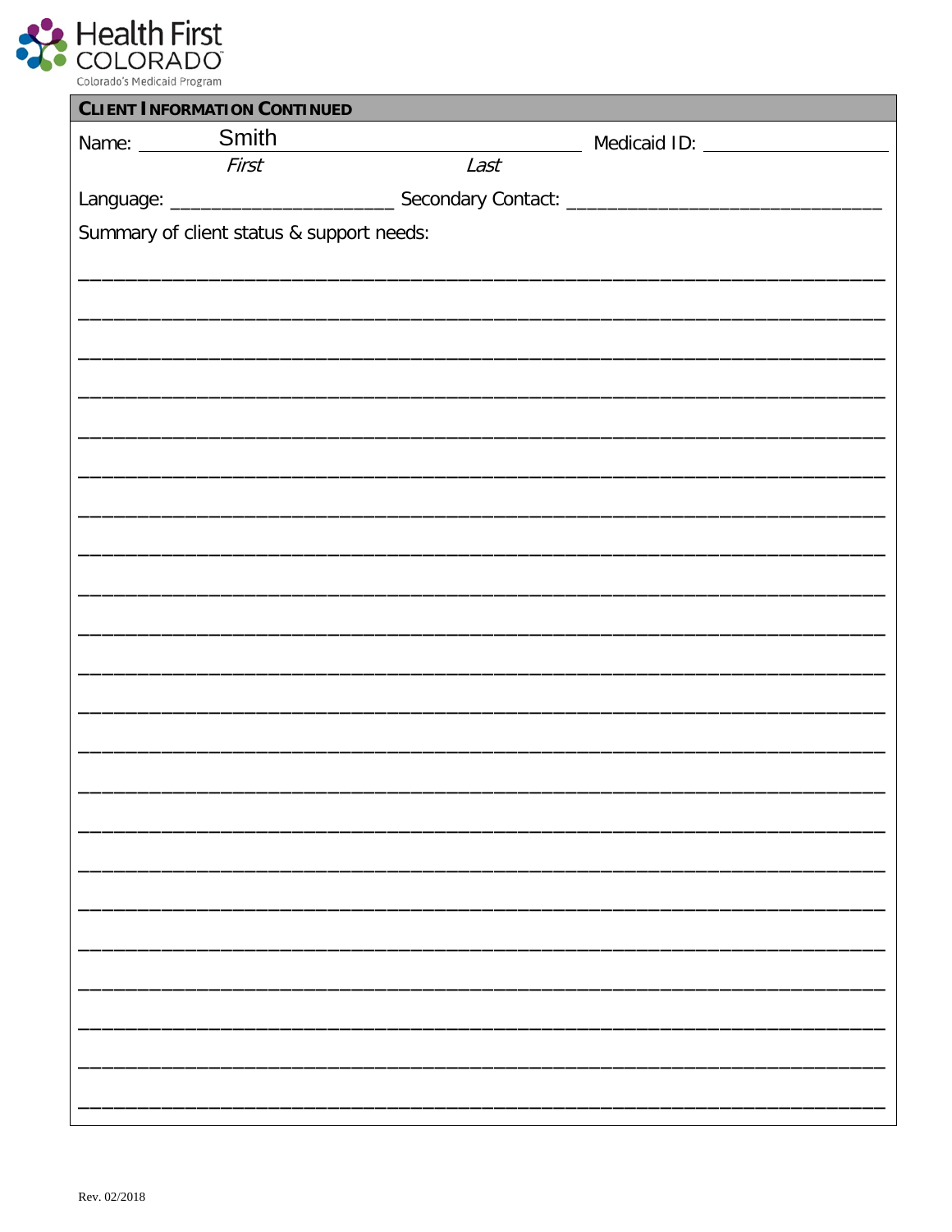Health First COLORADO
Colorado's Medicaid Program

## CLIENT INFORMATION CONTINUED

Name: Smith ____________________ Medicaid ID: ____________________
*First* *Last*

Language: ______________________ Secondary Contact: ______________________________

Summary of client status & support needs:

______________________________________________________________________________

______________________________________________________________________________

______________________________________________________________________________

______________________________________________________________________________

______________________________________________________________________________

______________________________________________________________________________

______________________________________________________________________________

______________________________________________________________________________

______________________________________________________________________________

______________________________________________________________________________

______________________________________________________________________________

______________________________________________________________________________

______________________________________________________________________________

______________________________________________________________________________

______________________________________________________________________________

______________________________________________________________________________

______________________________________________________________________________

______________________________________________________________________________

______________________________________________________________________________

______________________________________________________________________________

______________________________________________________________________________

______________________________________________________________________________

Rev. 02/2018